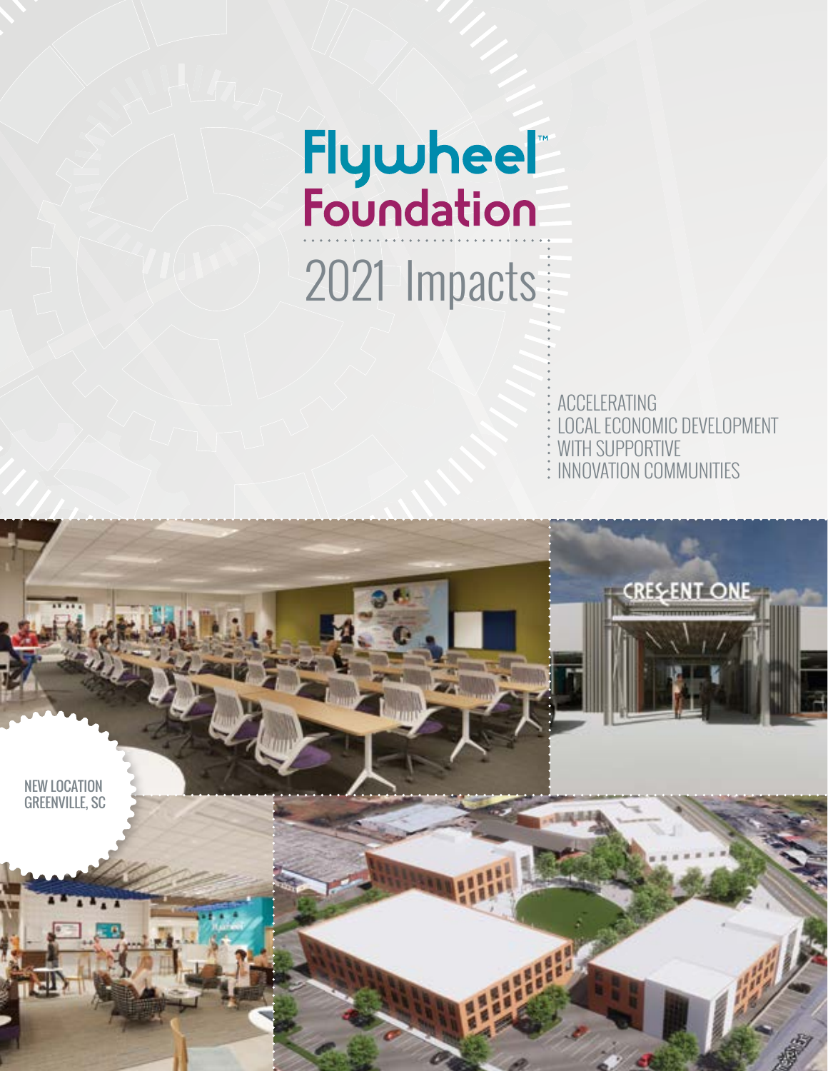# Flywheel Foundation

## 2021 Impacts

ACCELERATING
LOCAL ECONOMIC DEVELOPMENT
WITH SUPPORTIVE
INNOVATION COMMUNITIES

NEW LOCATION
GREENVILLE, SC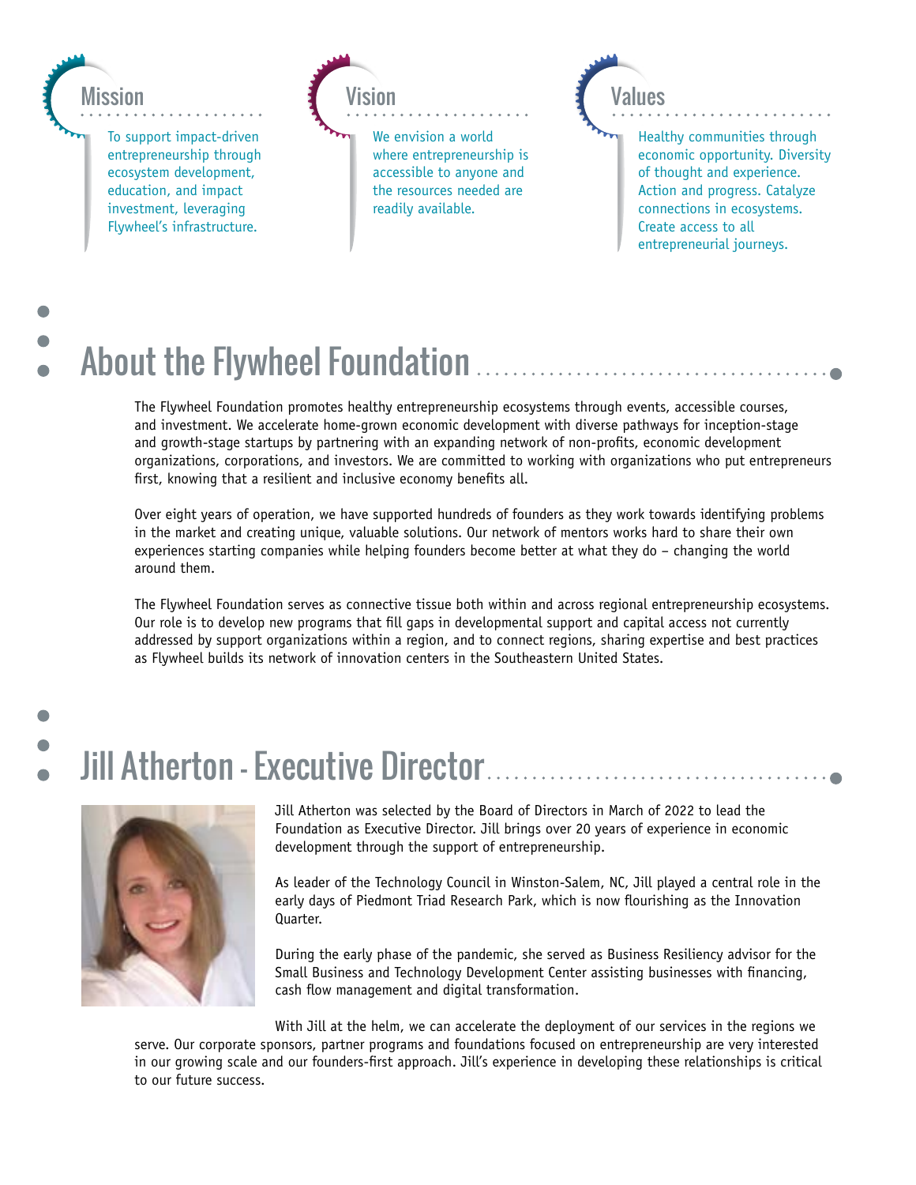### Mission

To support impact-driven entrepreneurship through ecosystem development, education, and impact investment, leveraging Flywheel's infrastructure.

### Vision

We envision a world where entrepreneurship is accessible to anyone and the resources needed are readily available.

### Values

Healthy communities through economic opportunity. Diversity of thought and experience. Action and progress. Catalyze connections in ecosystems. Create access to all entrepreneurial journeys.

## About the Flywheel Foundation

The Flywheel Foundation promotes healthy entrepreneurship ecosystems through events, accessible courses, and investment. We accelerate home-grown economic development with diverse pathways for inception-stage and growth-stage startups by partnering with an expanding network of non-profits, economic development organizations, corporations, and investors. We are committed to working with organizations who put entrepreneurs first, knowing that a resilient and inclusive economy benefits all.

Over eight years of operation, we have supported hundreds of founders as they work towards identifying problems in the market and creating unique, valuable solutions. Our network of mentors works hard to share their own experiences starting companies while helping founders become better at what they do – changing the world around them.

The Flywheel Foundation serves as connective tissue both within and across regional entrepreneurship ecosystems. Our role is to develop new programs that fill gaps in developmental support and capital access not currently addressed by support organizations within a region, and to connect regions, sharing expertise and best practices as Flywheel builds its network of innovation centers in the Southeastern United States.

## Jill Atherton - Executive Director

Jill Atherton was selected by the Board of Directors in March of 2022 to lead the Foundation as Executive Director. Jill brings over 20 years of experience in economic development through the support of entrepreneurship.

As leader of the Technology Council in Winston-Salem, NC, Jill played a central role in the early days of Piedmont Triad Research Park, which is now flourishing as the Innovation Quarter.

During the early phase of the pandemic, she served as Business Resiliency advisor for the Small Business and Technology Development Center assisting businesses with financing, cash flow management and digital transformation.

With Jill at the helm, we can accelerate the deployment of our services in the regions we serve. Our corporate sponsors, partner programs and foundations focused on entrepreneurship are very interested in our growing scale and our founders-first approach. Jill's experience in developing these relationships is critical to our future success.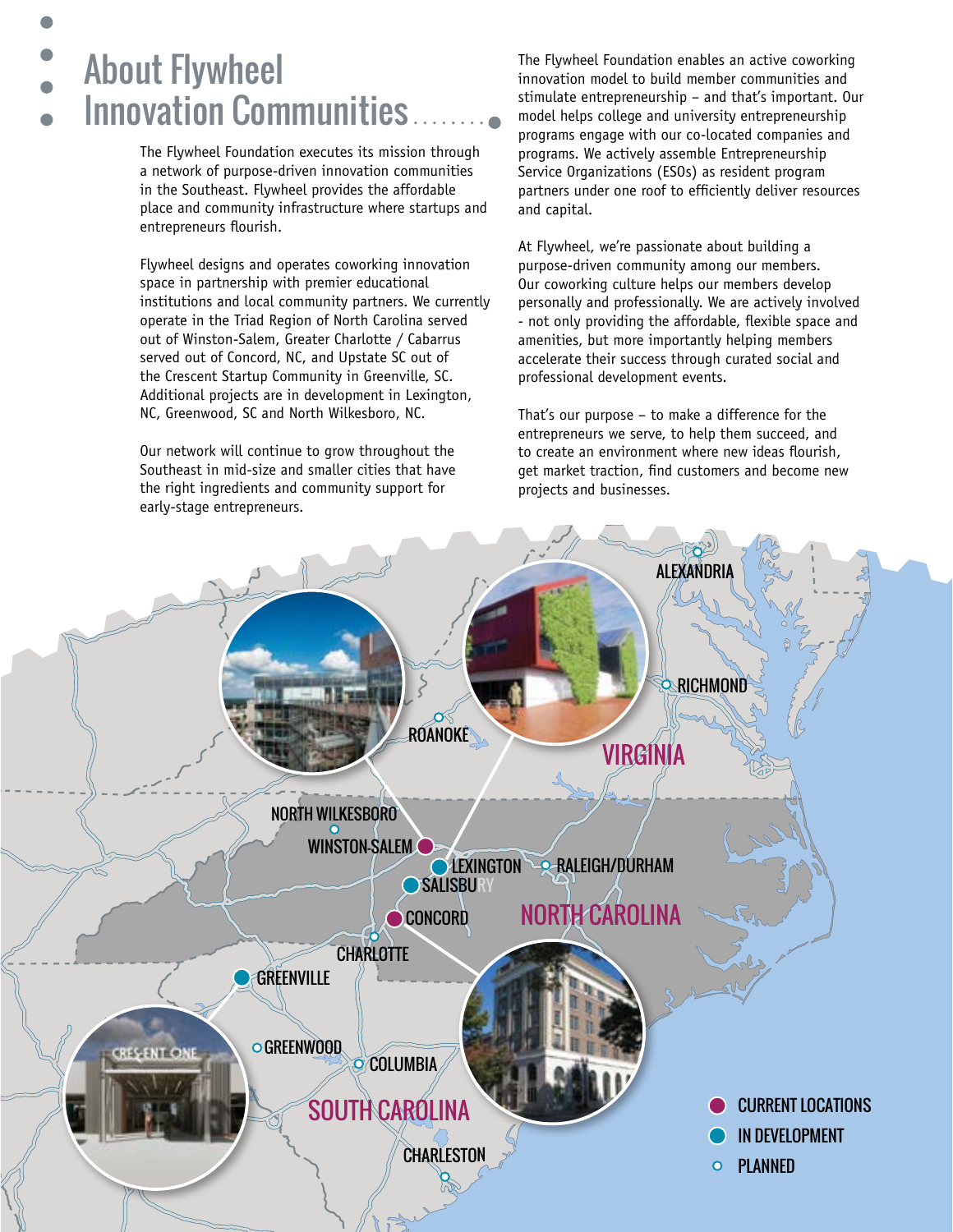# About Flywheel Innovation Communities

The Flywheel Foundation executes its mission through a network of purpose-driven innovation communities in the Southeast. Flywheel provides the affordable place and community infrastructure where startups and entrepreneurs flourish.

Flywheel designs and operates coworking innovation space in partnership with premier educational institutions and local community partners. We currently operate in the Triad Region of North Carolina served out of Winston-Salem, Greater Charlotte / Cabarrus served out of Concord, NC, and Upstate SC out of the Crescent Startup Community in Greenville, SC. Additional projects are in development in Lexington, NC, Greenwood, SC and North Wilkesboro, NC.

Our network will continue to grow throughout the Southeast in mid-size and smaller cities that have the right ingredients and community support for early-stage entrepreneurs.

The Flywheel Foundation enables an active coworking innovation model to build member communities and stimulate entrepreneurship – and that's important. Our model helps college and university entrepreneurship programs engage with our co-located companies and programs. We actively assemble Entrepreneurship Service Organizations (ESOs) as resident program partners under one roof to efficiently deliver resources and capital.

At Flywheel, we're passionate about building a purpose-driven community among our members. Our coworking culture helps our members develop personally and professionally. We are actively involved - not only providing the affordable, flexible space and amenities, but more importantly helping members accelerate their success through curated social and professional development events.

That's our purpose – to make a difference for the entrepreneurs we serve, to help them succeed, and to create an environment where new ideas flourish, get market traction, find customers and become new projects and businesses.

ALEXANDRIA
RICHMOND
ROANOKE
VIRGINIA
NORTH WILKESBORO
WINSTON-SALEM
LEXINGTON
RALEIGH/DURHAM
SALISBURY
CONCORD
NORTH CAROLINA
CHARLOTTE
GREENVILLE
GREENWOOD
COLUMBIA
SOUTH CAROLINA
CHARLESTON

- CURRENT LOCATIONS
- IN DEVELOPMENT
- PLANNED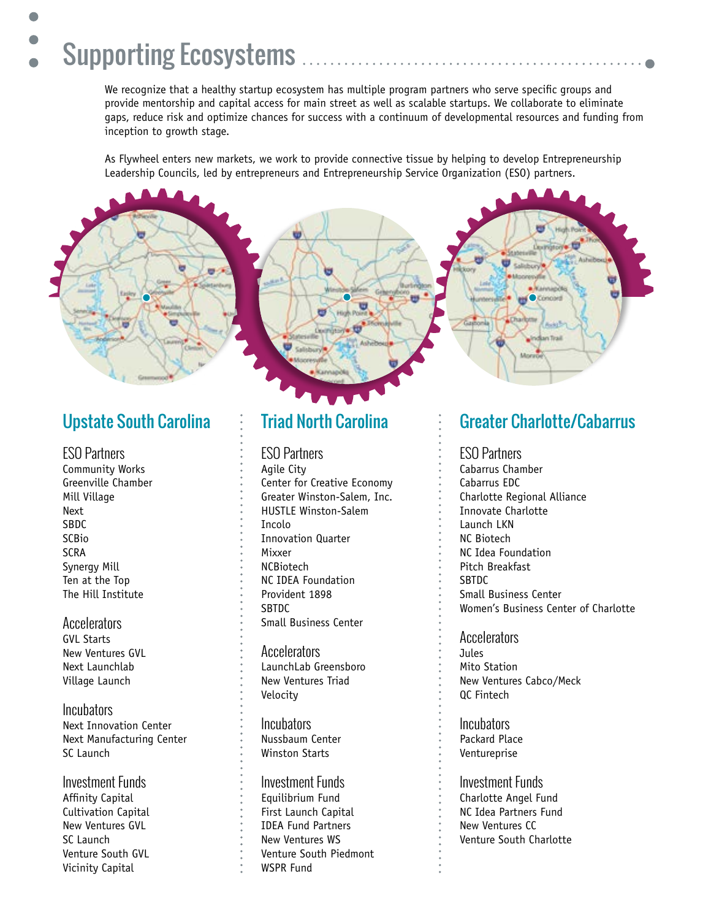# Supporting Ecosystems

We recognize that a healthy startup ecosystem has multiple program partners who serve specific groups and provide mentorship and capital access for main street as well as scalable startups. We collaborate to eliminate gaps, reduce risk and optimize chances for success with a continuum of developmental resources and funding from inception to growth stage.

As Flywheel enters new markets, we work to provide connective tissue by helping to develop Entrepreneurship Leadership Councils, led by entrepreneurs and Entrepreneurship Service Organization (ESO) partners.

## Upstate South Carolina

### ESO Partners
Community Works
Greenville Chamber
Mill Village
Next
SBDC
SCBio
SCRA
Synergy Mill
Ten at the Top
The Hill Institute

### Accelerators
GVL Starts
New Ventures GVL
Next Launchlab
Village Launch

### Incubators
Next Innovation Center
Next Manufacturing Center
SC Launch

### Investment Funds
Affinity Capital
Cultivation Capital
New Ventures GVL
SC Launch
Venture South GVL
Vicinity Capital

## Triad North Carolina

### ESO Partners
Agile City
Center for Creative Economy
Greater Winston-Salem, Inc.
HUSTLE Winston-Salem
Incolo
Innovation Quarter
Mixxer
NCBiotech
NC IDEA Foundation
Provident 1898
SBTDC
Small Business Center

### Accelerators
LaunchLab Greensboro
New Ventures Triad
Velocity

### Incubators
Nussbaum Center
Winston Starts

### Investment Funds
Equilibrium Fund
First Launch Capital
IDEA Fund Partners
New Ventures WS
Venture South Piedmont
WSPR Fund

## Greater Charlotte/Cabarrus

### ESO Partners
Cabarrus Chamber
Cabarrus EDC
Charlotte Regional Alliance
Innovate Charlotte
Launch LKN
NC Biotech
NC Idea Foundation
Pitch Breakfast
SBTDC
Small Business Center
Women's Business Center of Charlotte

### Accelerators
Jules
Mito Station
New Ventures Cabco/Meck
QC Fintech

### Incubators
Packard Place
Ventureprise

### Investment Funds
Charlotte Angel Fund
NC Idea Partners Fund
New Ventures CC
Venture South Charlotte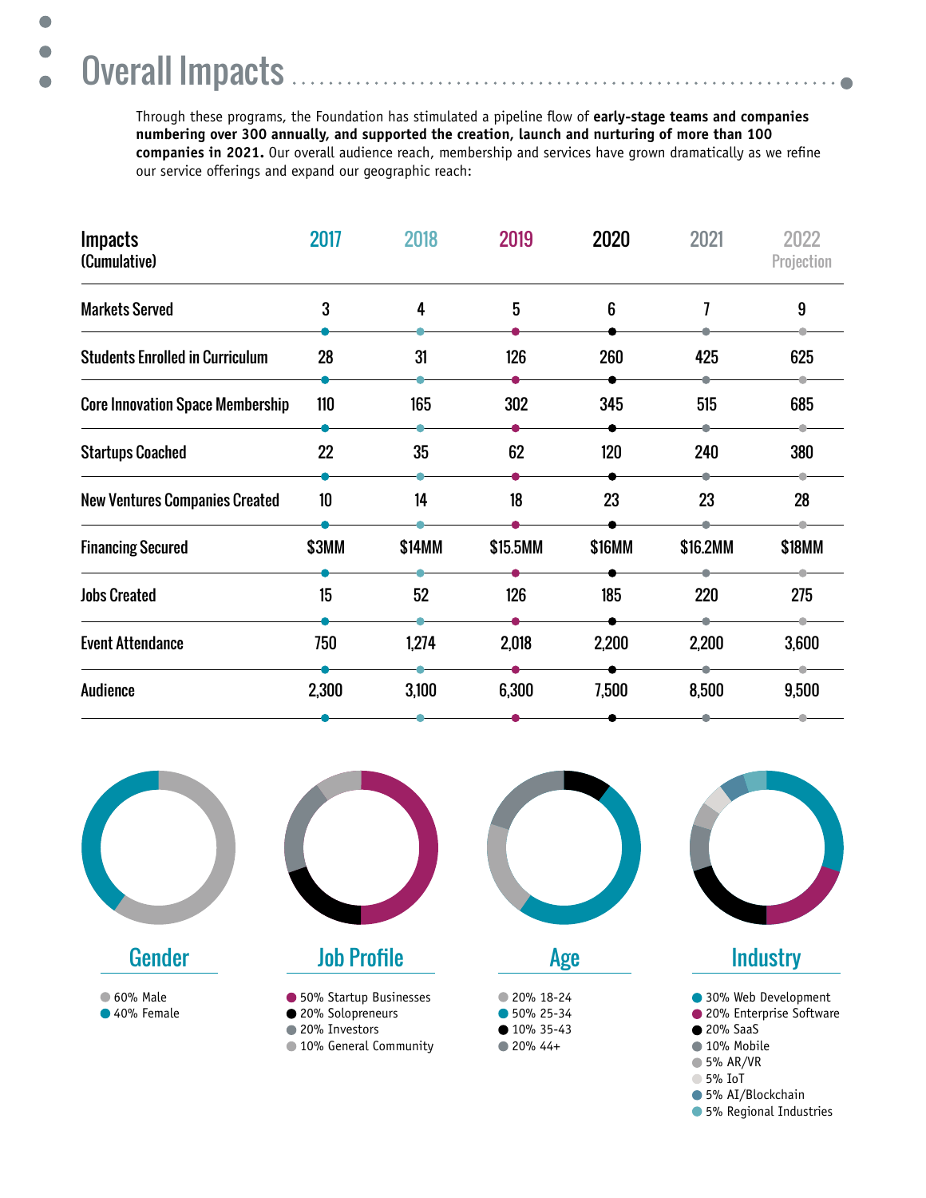# Overall Impacts

Through these programs, the Foundation has stimulated a pipeline flow of **early-stage teams and companies numbering over 300 annually, and supported the creation, launch and nurturing of more than 100 companies in 2021.** Our overall audience reach, membership and services have grown dramatically as we refine our service offerings and expand our geographic reach:

| Impacts (Cumulative) | 2017 | 2018 | 2019 | 2020 | 2021 | 2022 Projection |
|---|---|---|---|---|---|---|
| Markets Served | 3 | 4 | 5 | 6 | 7 | 9 |
| Students Enrolled in Curriculum | 28 | 31 | 126 | 260 | 425 | 625 |
| Core Innovation Space Membership | 110 | 165 | 302 | 345 | 515 | 685 |
| Startups Coached | 22 | 35 | 62 | 120 | 240 | 380 |
| New Ventures Companies Created | 10 | 14 | 18 | 23 | 23 | 28 |
| Financing Secured | $3MM | $14MM | $15.5MM | $16MM | $16.2MM | $18MM |
| Jobs Created | 15 | 52 | 126 | 185 | 220 | 275 |
| Event Attendance | 750 | 1,274 | 2,018 | 2,200 | 2,200 | 3,600 |
| Audience | 2,300 | 3,100 | 6,300 | 7,500 | 8,500 | 9,500 |

## Gender

- 60% Male
- 40% Female

## Job Profile

- 50% Startup Businesses
- 20% Solopreneurs
- 20% Investors
- 10% General Community

## Age

- 20% 18-24
- 50% 25-34
- 10% 35-43
- 20% 44+

## Industry

- 30% Web Development
- 20% Enterprise Software
- 20% SaaS
- 10% Mobile
- 5% AR/VR
- 5% IoT
- 5% AI/Blockchain
- 5% Regional Industries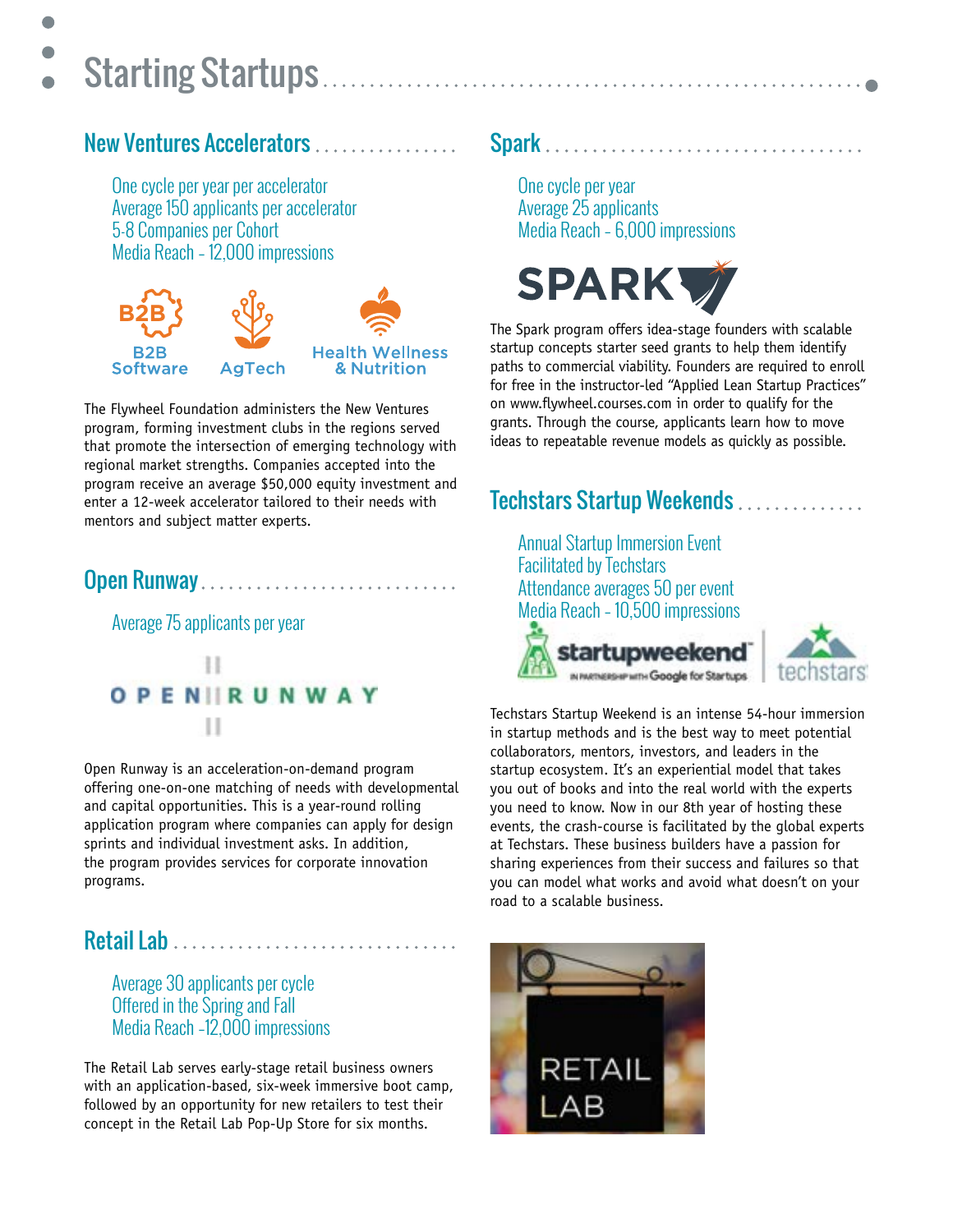# Starting Startups

## New Ventures Accelerators

One cycle per year per accelerator
Average 150 applicants per accelerator
5-8 Companies per Cohort
Media Reach - 12,000 impressions

B2B Software
AgTech
Health Wellness & Nutrition

The Flywheel Foundation administers the New Ventures program, forming investment clubs in the regions served that promote the intersection of emerging technology with regional market strengths. Companies accepted into the program receive an average $50,000 equity investment and enter a 12-week accelerator tailored to their needs with mentors and subject matter experts.

## Open Runway

Average 75 applicants per year

Open Runway is an acceleration-on-demand program offering one-on-one matching of needs with developmental and capital opportunities. This is a year-round rolling application program where companies can apply for design sprints and individual investment asks. In addition, the program provides services for corporate innovation programs.

## Retail Lab

Average 30 applicants per cycle
Offered in the Spring and Fall
Media Reach -12,000 impressions

The Retail Lab serves early-stage retail business owners with an application-based, six-week immersive boot camp, followed by an opportunity for new retailers to test their concept in the Retail Lab Pop-Up Store for six months.

## Spark

One cycle per year
Average 25 applicants
Media Reach - 6,000 impressions

The Spark program offers idea-stage founders with scalable startup concepts starter seed grants to help them identify paths to commercial viability. Founders are required to enroll for free in the instructor-led "Applied Lean Startup Practices" on www.flywheel.courses.com in order to qualify for the grants. Through the course, applicants learn how to move ideas to repeatable revenue models as quickly as possible.

## Techstars Startup Weekends

Annual Startup Immersion Event
Facilitated by Techstars
Attendance averages 50 per event
Media Reach - 10,500 impressions

Techstars Startup Weekend is an intense 54-hour immersion in startup methods and is the best way to meet potential collaborators, mentors, investors, and leaders in the startup ecosystem. It's an experiential model that takes you out of books and into the real world with the experts you need to know. Now in our 8th year of hosting these events, the crash-course is facilitated by the global experts at Techstars. These business builders have a passion for sharing experiences from their success and failures so that you can model what works and avoid what doesn't on your road to a scalable business.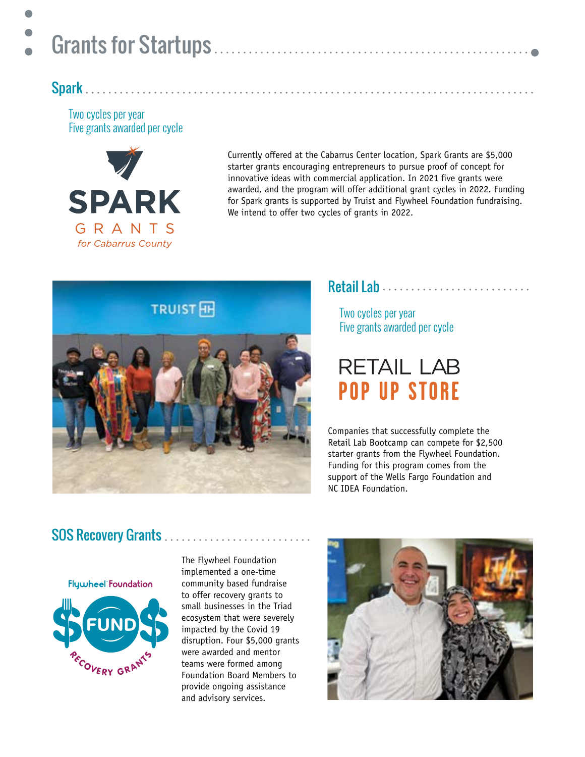# Grants for Startups

## Spark

Two cycles per year
Five grants awarded per cycle

SPARK GRANTS for Cabarrus County

Currently offered at the Cabarrus Center location, Spark Grants are $5,000 starter grants encouraging entrepreneurs to pursue proof of concept for innovative ideas with commercial application. In 2021 five grants were awarded, and the program will offer additional grant cycles in 2022. Funding for Spark grants is supported by Truist and Flywheel Foundation fundraising. We intend to offer two cycles of grants in 2022.

## Retail Lab

Two cycles per year
Five grants awarded per cycle

RETAIL LAB POP UP STORE

Companies that successfully complete the Retail Lab Bootcamp can compete for $2,500 starter grants from the Flywheel Foundation. Funding for this program comes from the support of the Wells Fargo Foundation and NC IDEA Foundation.

## SOS Recovery Grants

Flywheel Foundation $FUND$ Recovery Grants

The Flywheel Foundation implemented a one-time community based fundraise to offer recovery grants to small businesses in the Triad ecosystem that were severely impacted by the Covid 19 disruption. Four $5,000 grants were awarded and mentor teams were formed among Foundation Board Members to provide ongoing assistance and advisory services.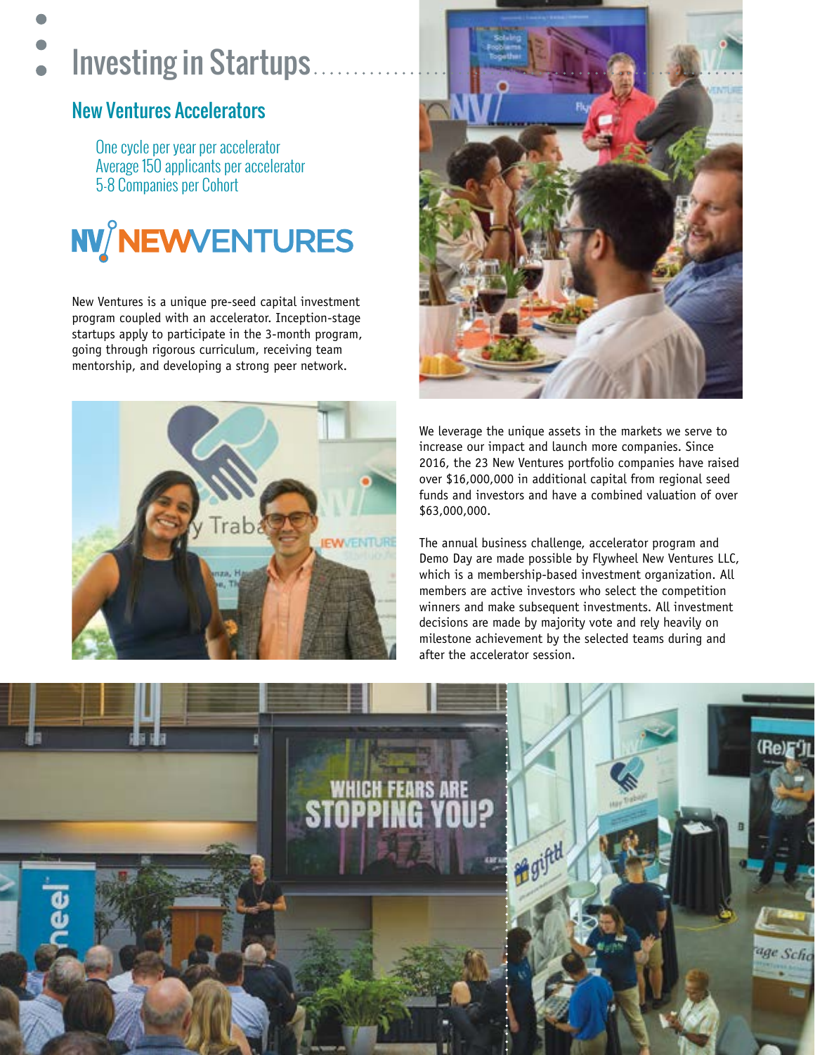# Investing in Startups

## New Ventures Accelerators

One cycle per year per accelerator
Average 150 applicants per accelerator
5-8 Companies per Cohort

NV NEWVENTURES

New Ventures is a unique pre-seed capital investment program coupled with an accelerator. Inception-stage startups apply to participate in the 3-month program, going through rigorous curriculum, receiving team mentorship, and developing a strong peer network.

We leverage the unique assets in the markets we serve to increase our impact and launch more companies. Since 2016, the 23 New Ventures portfolio companies have raised over $16,000,000 in additional capital from regional seed funds and investors and have a combined valuation of over $63,000,000.

The annual business challenge, accelerator program and Demo Day are made possible by Flywheel New Ventures LLC, which is a membership-based investment organization. All members are active investors who select the competition winners and make subsequent investments. All investment decisions are made by majority vote and rely heavily on milestone achievement by the selected teams during and after the accelerator session.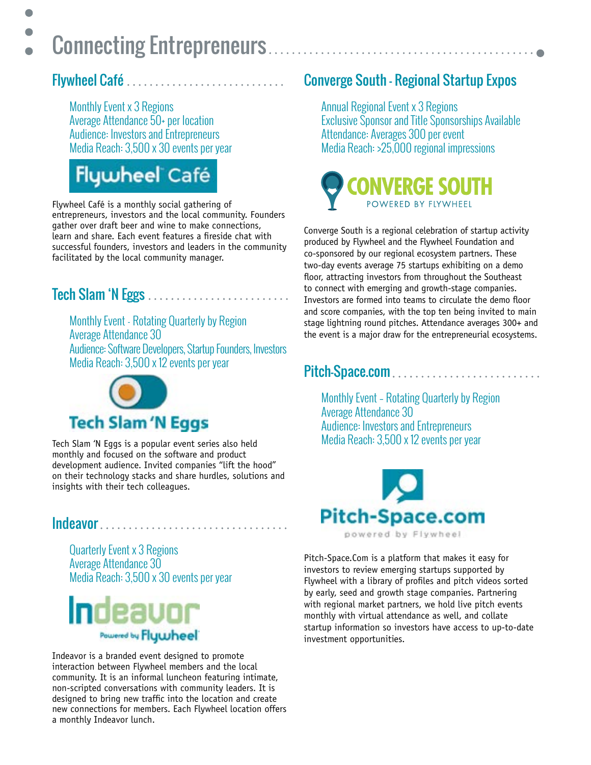# Connecting Entrepreneurs

## Flywheel Café

Monthly Event x 3 Regions
Average Attendance 50+ per location
Audience: Investors and Entrepreneurs
Media Reach: 3,500 x 30 events per year

Flywheel Café is a monthly social gathering of entrepreneurs, investors and the local community. Founders gather over draft beer and wine to make connections, learn and share. Each event features a fireside chat with successful founders, investors and leaders in the community facilitated by the local community manager.

## Tech Slam 'N Eggs

Monthly Event - Rotating Quarterly by Region
Average Attendance 30
Audience: Software Developers, Startup Founders, Investors
Media Reach: 3,500 x 12 events per year

Tech Slam 'N Eggs is a popular event series also held monthly and focused on the software and product development audience. Invited companies "lift the hood" on their technology stacks and share hurdles, solutions and insights with their tech colleagues.

## Indeavor

Quarterly Event x 3 Regions
Average Attendance 30
Media Reach: 3,500 x 30 events per year

Indeavor is a branded event designed to promote interaction between Flywheel members and the local community. It is an informal luncheon featuring intimate, non-scripted conversations with community leaders. It is designed to bring new traffic into the location and create new connections for members. Each Flywheel location offers a monthly Indeavor lunch.

## Converge South - Regional Startup Expos

Annual Regional Event x 3 Regions
Exclusive Sponsor and Title Sponsorships Available
Attendance: Averages 300 per event
Media Reach: >25,000 regional impressions

Converge South is a regional celebration of startup activity produced by Flywheel and the Flywheel Foundation and co-sponsored by our regional ecosystem partners. These two-day events average 75 startups exhibiting on a demo floor, attracting investors from throughout the Southeast to connect with emerging and growth-stage companies. Investors are formed into teams to circulate the demo floor and score companies, with the top ten being invited to main stage lightning round pitches. Attendance averages 300+ and the event is a major draw for the entrepreneurial ecosystems.

## Pitch-Space.com

Monthly Event - Rotating Quarterly by Region
Average Attendance 30
Audience: Investors and Entrepreneurs
Media Reach: 3,500 x 12 events per year

Pitch-Space.Com is a platform that makes it easy for investors to review emerging startups supported by Flywheel with a library of profiles and pitch videos sorted by early, seed and growth stage companies. Partnering with regional market partners, we hold live pitch events monthly with virtual attendance as well, and collate startup information so investors have access to up-to-date investment opportunities.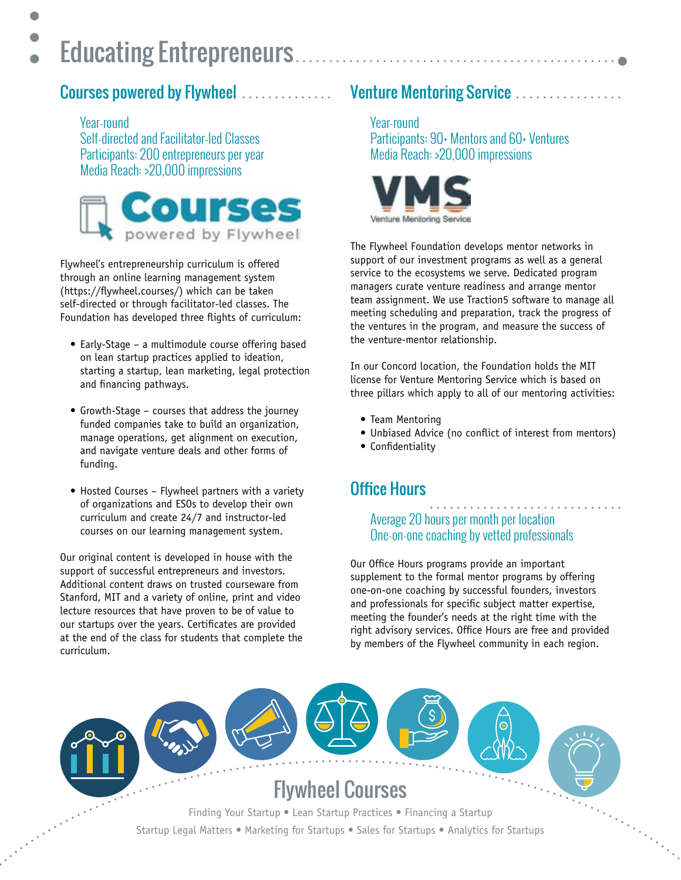# Educating Entrepreneurs

## Courses powered by Flywheel

Year-round
Self-directed and Facilitator-led Classes
Participants: 200 entrepreneurs per year
Media Reach: >20,000 impressions

Courses powered by Flywheel

Flywheel's entrepreneurship curriculum is offered through an online learning management system (https://flywheel.courses/) which can be taken self-directed or through facilitator-led classes. The Foundation has developed three flights of curriculum:

- Early-Stage – a multimodule course offering based on lean startup practices applied to ideation, starting a startup, lean marketing, legal protection and financing pathways.
- Growth-Stage – courses that address the journey funded companies take to build an organization, manage operations, get alignment on execution, and navigate venture deals and other forms of funding.
- Hosted Courses – Flywheel partners with a variety of organizations and ESOs to develop their own curriculum and create 24/7 and instructor-led courses on our learning management system.

Our original content is developed in house with the support of successful entrepreneurs and investors. Additional content draws on trusted courseware from Stanford, MIT and a variety of online, print and video lecture resources that have proven to be of value to our startups over the years. Certificates are provided at the end of the class for students that complete the curriculum.

## Venture Mentoring Service

Year-round
Participants: 90+ Mentors and 60+ Ventures
Media Reach: >20,000 impressions

VMS Venture Mentoring Service

The Flywheel Foundation develops mentor networks in support of our investment programs as well as a general service to the ecosystems we serve. Dedicated program managers curate venture readiness and arrange mentor team assignment. We use Traction5 software to manage all meeting scheduling and preparation, track the progress of the ventures in the program, and measure the success of the venture-mentor relationship.

In our Concord location, the Foundation holds the MIT license for Venture Mentoring Service which is based on three pillars which apply to all of our mentoring activities:

- Team Mentoring
- Unbiased Advice (no conflict of interest from mentors)
- Confidentiality

## Office Hours

Average 20 hours per month per location
One-on-one coaching by vetted professionals

Our Office Hours programs provide an important supplement to the formal mentor programs by offering one-on-one coaching by successful founders, investors and professionals for specific subject matter expertise, meeting the founder's needs at the right time with the right advisory services. Office Hours are free and provided by members of the Flywheel community in each region.

## Flywheel Courses

Finding Your Startup • Lean Startup Practices • Financing a Startup
Startup Legal Matters • Marketing for Startups • Sales for Startups • Analytics for Startups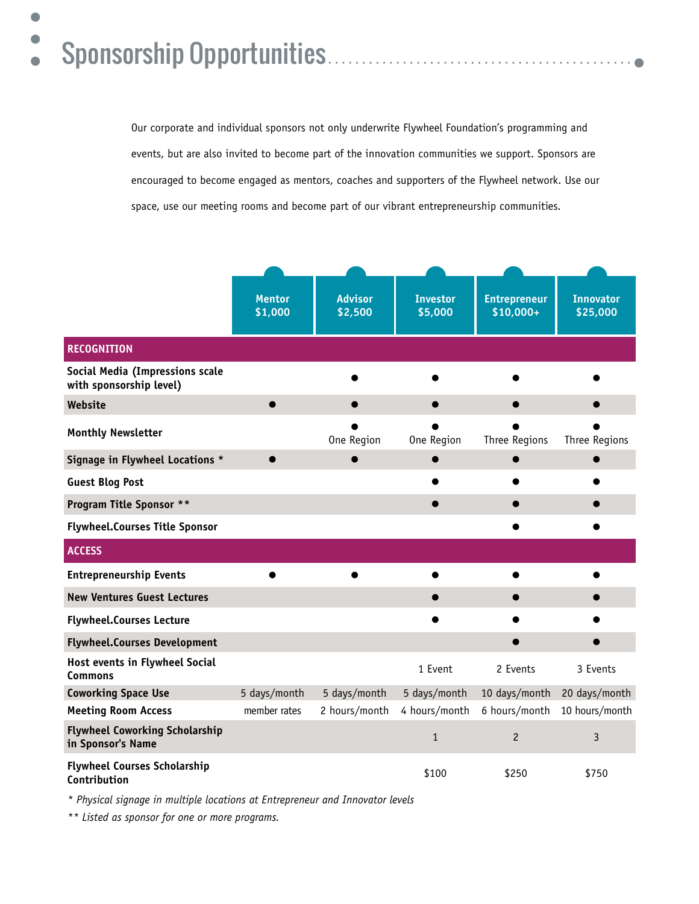# Sponsorship Opportunities

Our corporate and individual sponsors not only underwrite Flywheel Foundation's programming and events, but are also invited to become part of the innovation communities we support. Sponsors are encouraged to become engaged as mentors, coaches and supporters of the Flywheel network. Use our space, use our meeting rooms and become part of our vibrant entrepreneurship communities.

| | Mentor $1,000 | Advisor $2,500 | Investor $5,000 | Entrepreneur $10,000+ | Innovator $25,000 |
|---|---|---|---|---|---|
| **RECOGNITION** | | | | | |
| **Social Media (Impressions scale with sponsorship level)** | | ● | ● | ● | ● |
| **Website** | ● | ● | ● | ● | ● |
| **Monthly Newsletter** | | ● One Region | ● One Region | ● Three Regions | ● Three Regions |
| **Signage in Flywheel Locations *** | ● | ● | ● | ● | ● |
| **Guest Blog Post** | | | ● | ● | ● |
| **Program Title Sponsor **** | | | ● | ● | ● |
| **Flywheel.Courses Title Sponsor** | | | | ● | ● |
| **ACCESS** | | | | | |
| **Entrepreneurship Events** | ● | ● | ● | ● | ● |
| **New Ventures Guest Lectures** | | | ● | ● | ● |
| **Flywheel.Courses Lecture** | | | ● | ● | ● |
| **Flywheel.Courses Development** | | | | ● | ● |
| **Host events in Flywheel Social Commons** | | | 1 Event | 2 Events | 3 Events |
| **Coworking Space Use** | 5 days/month | 5 days/month | 5 days/month | 10 days/month | 20 days/month |
| **Meeting Room Access** | member rates | 2 hours/month | 4 hours/month | 6 hours/month | 10 hours/month |
| **Flywheel Coworking Scholarship in Sponsor's Name** | | | 1 | 2 | 3 |
| **Flywheel Courses Scholarship Contribution** | | | $100 | $250 | $750 |

*\* Physical signage in multiple locations at Entrepreneur and Innovator levels*

*\*\* Listed as sponsor for one or more programs.*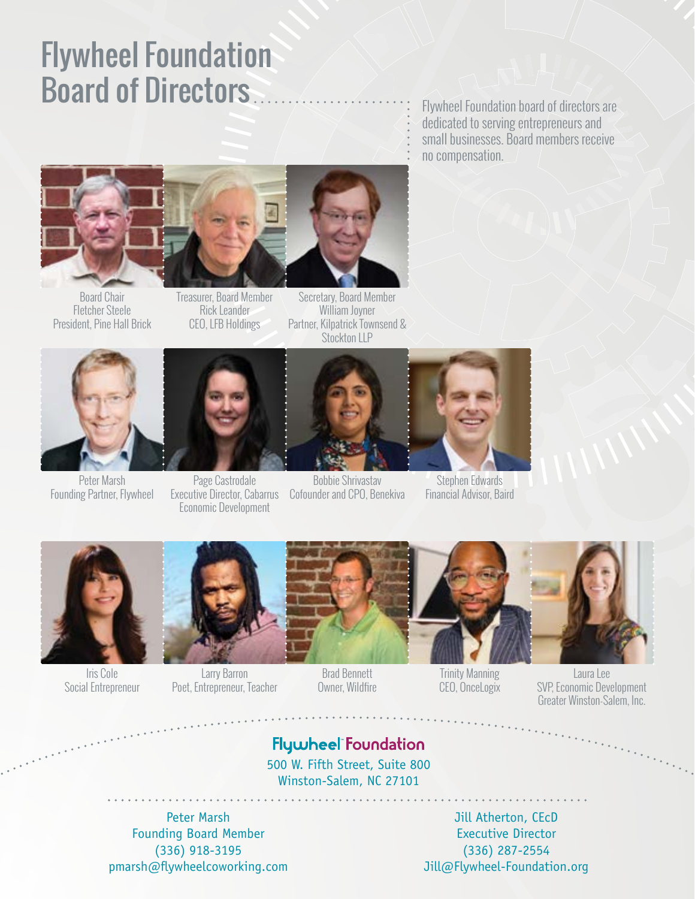# Flywheel Foundation Board of Directors

Flywheel Foundation board of directors are dedicated to serving entrepreneurs and small businesses. Board members receive no compensation.

Board Chair
Fletcher Steele
President, Pine Hall Brick

Treasurer, Board Member
Rick Leander
CEO, LFB Holdings

Secretary, Board Member
William Joyner
Partner, Kilpatrick Townsend & Stockton LLP

Peter Marsh
Founding Partner, Flywheel

Page Castrodale
Executive Director, Cabarrus Economic Development

Bobbie Shrivastav
Cofounder and CPO, Benekiva

Stephen Edwards
Financial Advisor, Baird

Iris Cole
Social Entrepreneur

Larry Barron
Poet, Entrepreneur, Teacher

Brad Bennett
Owner, Wildfire

Trinity Manning
CEO, OnceLogix

Laura Lee
SVP, Economic Development Greater Winston-Salem, Inc.

**Flywheel Foundation**
500 W. Fifth Street, Suite 800
Winston-Salem, NC 27101

Peter Marsh
Founding Board Member
(336) 918-3195
pmarsh@flywheelcoworking.com

Jill Atherton, CEcD
Executive Director
(336) 287-2554
Jill@Flywheel-Foundation.org